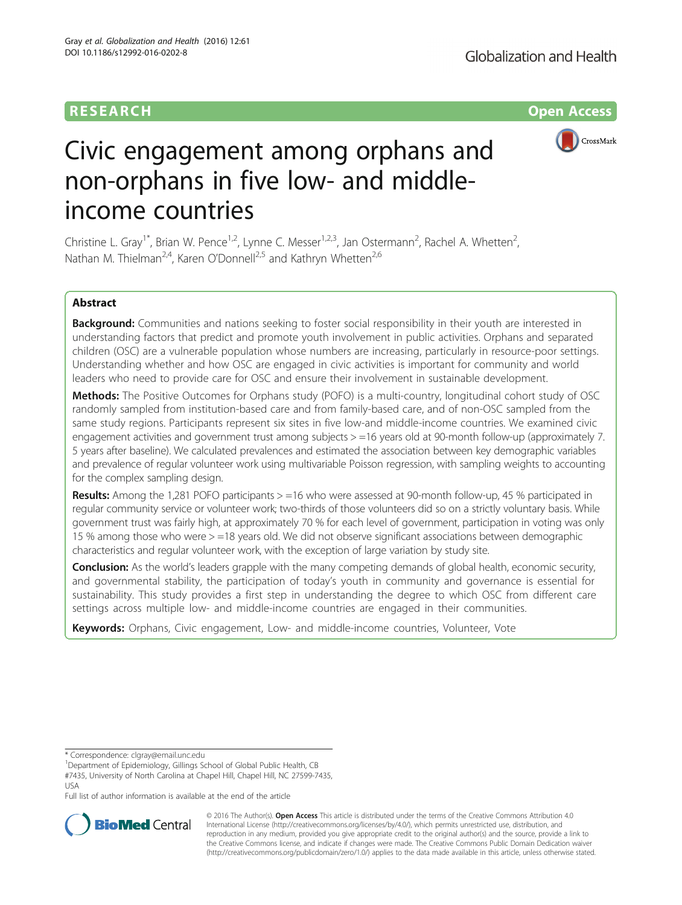RESEARCH Open Access

# Civic engagement among orphans and non-orphans in five low- and middle-income countries

Christine L. Gray[1*], Brian W. Pence[1,2], Lynne C. Messer[1,2,3], Jan Ostermann[2], Rachel A. Whetten[2], Nathan M. Thielman[2,4], Karen O'Donnell[2,5] and Kathryn Whetten[2,6]

## Abstract

**Background:** Communities and nations seeking to foster social responsibility in their youth are interested in understanding factors that predict and promote youth involvement in public activities. Orphans and separated children (OSC) are a vulnerable population whose numbers are increasing, particularly in resource-poor settings. Understanding whether and how OSC are engaged in civic activities is important for community and world leaders who need to provide care for OSC and ensure their involvement in sustainable development.

**Methods:** The Positive Outcomes for Orphans study (POFO) is a multi-country, longitudinal cohort study of OSC randomly sampled from institution-based care and from family-based care, and of non-OSC sampled from the same study regions. Participants represent six sites in five low-and middle-income countries. We examined civic engagement activities and government trust among subjects > =16 years old at 90-month follow-up (approximately 7.5 years after baseline). We calculated prevalences and estimated the association between key demographic variables and prevalence of regular volunteer work using multivariable Poisson regression, with sampling weights to accounting for the complex sampling design.

**Results:** Among the 1,281 POFO participants > =16 who were assessed at 90-month follow-up, 45 % participated in regular community service or volunteer work; two-thirds of those volunteers did so on a strictly voluntary basis. While government trust was fairly high, at approximately 70 % for each level of government, participation in voting was only 15 % among those who were > =18 years old. We did not observe significant associations between demographic characteristics and regular volunteer work, with the exception of large variation by study site.

**Conclusion:** As the world's leaders grapple with the many competing demands of global health, economic security, and governmental stability, the participation of today's youth in community and governance is essential for sustainability. This study provides a first step in understanding the degree to which OSC from different care settings across multiple low- and middle-income countries are engaged in their communities.

**Keywords:** Orphans, Civic engagement, Low- and middle-income countries, Volunteer, Vote

---

\* Correspondence: clgray@email.unc.edu
[1]Department of Epidemiology, Gillings School of Global Public Health, CB #7435, University of North Carolina at Chapel Hill, Chapel Hill, NC 27599-7435, USA
Full list of author information is available at the end of the article

© 2016 The Author(s). **Open Access** This article is distributed under the terms of the Creative Commons Attribution 4.0 International License (http://creativecommons.org/licenses/by/4.0/), which permits unrestricted use, distribution, and reproduction in any medium, provided you give appropriate credit to the original author(s) and the source, provide a link to the Creative Commons license, and indicate if changes were made. The Creative Commons Public Domain Dedication waiver (http://creativecommons.org/publicdomain/zero/1.0/) applies to the data made available in this article, unless otherwise stated.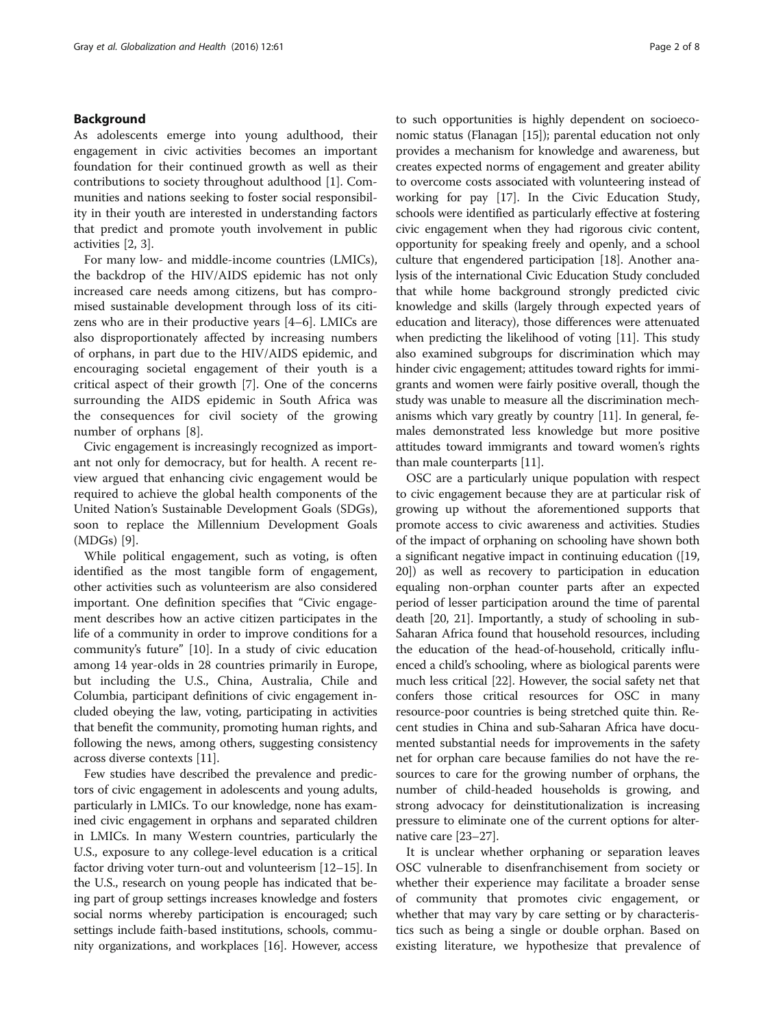## Background

As adolescents emerge into young adulthood, their engagement in civic activities becomes an important foundation for their continued growth as well as their contributions to society throughout adulthood [1]. Communities and nations seeking to foster social responsibility in their youth are interested in understanding factors that predict and promote youth involvement in public activities [2, 3].

For many low- and middle-income countries (LMICs), the backdrop of the HIV/AIDS epidemic has not only increased care needs among citizens, but has compromised sustainable development through loss of its citizens who are in their productive years [4–6]. LMICs are also disproportionately affected by increasing numbers of orphans, in part due to the HIV/AIDS epidemic, and encouraging societal engagement of their youth is a critical aspect of their growth [7]. One of the concerns surrounding the AIDS epidemic in South Africa was the consequences for civil society of the growing number of orphans [8].

Civic engagement is increasingly recognized as important not only for democracy, but for health. A recent review argued that enhancing civic engagement would be required to achieve the global health components of the United Nation's Sustainable Development Goals (SDGs), soon to replace the Millennium Development Goals (MDGs) [9].

While political engagement, such as voting, is often identified as the most tangible form of engagement, other activities such as volunteerism are also considered important. One definition specifies that "Civic engagement describes how an active citizen participates in the life of a community in order to improve conditions for a community's future" [10]. In a study of civic education among 14 year-olds in 28 countries primarily in Europe, but including the U.S., China, Australia, Chile and Columbia, participant definitions of civic engagement included obeying the law, voting, participating in activities that benefit the community, promoting human rights, and following the news, among others, suggesting consistency across diverse contexts [11].

Few studies have described the prevalence and predictors of civic engagement in adolescents and young adults, particularly in LMICs. To our knowledge, none has examined civic engagement in orphans and separated children in LMICs. In many Western countries, particularly the U.S., exposure to any college-level education is a critical factor driving voter turn-out and volunteerism [12–15]. In the U.S., research on young people has indicated that being part of group settings increases knowledge and fosters social norms whereby participation is encouraged; such settings include faith-based institutions, schools, community organizations, and workplaces [16]. However, access to such opportunities is highly dependent on socioeconomic status (Flanagan [15]); parental education not only provides a mechanism for knowledge and awareness, but creates expected norms of engagement and greater ability to overcome costs associated with volunteering instead of working for pay [17]. In the Civic Education Study, schools were identified as particularly effective at fostering civic engagement when they had rigorous civic content, opportunity for speaking freely and openly, and a school culture that engendered participation [18]. Another analysis of the international Civic Education Study concluded that while home background strongly predicted civic knowledge and skills (largely through expected years of education and literacy), those differences were attenuated when predicting the likelihood of voting [11]. This study also examined subgroups for discrimination which may hinder civic engagement; attitudes toward rights for immigrants and women were fairly positive overall, though the study was unable to measure all the discrimination mechanisms which vary greatly by country [11]. In general, females demonstrated less knowledge but more positive attitudes toward immigrants and toward women's rights than male counterparts [11].

OSC are a particularly unique population with respect to civic engagement because they are at particular risk of growing up without the aforementioned supports that promote access to civic awareness and activities. Studies of the impact of orphaning on schooling have shown both a significant negative impact in continuing education ([19, 20]) as well as recovery to participation in education equaling non-orphan counter parts after an expected period of lesser participation around the time of parental death [20, 21]. Importantly, a study of schooling in sub-Saharan Africa found that household resources, including the education of the head-of-household, critically influenced a child's schooling, where as biological parents were much less critical [22]. However, the social safety net that confers those critical resources for OSC in many resource-poor countries is being stretched quite thin. Recent studies in China and sub-Saharan Africa have documented substantial needs for improvements in the safety net for orphan care because families do not have the resources to care for the growing number of orphans, the number of child-headed households is growing, and strong advocacy for deinstitutionalization is increasing pressure to eliminate one of the current options for alternative care [23–27].

It is unclear whether orphaning or separation leaves OSC vulnerable to disenfranchisement from society or whether their experience may facilitate a broader sense of community that promotes civic engagement, or whether that may vary by care setting or by characteristics such as being a single or double orphan. Based on existing literature, we hypothesize that prevalence of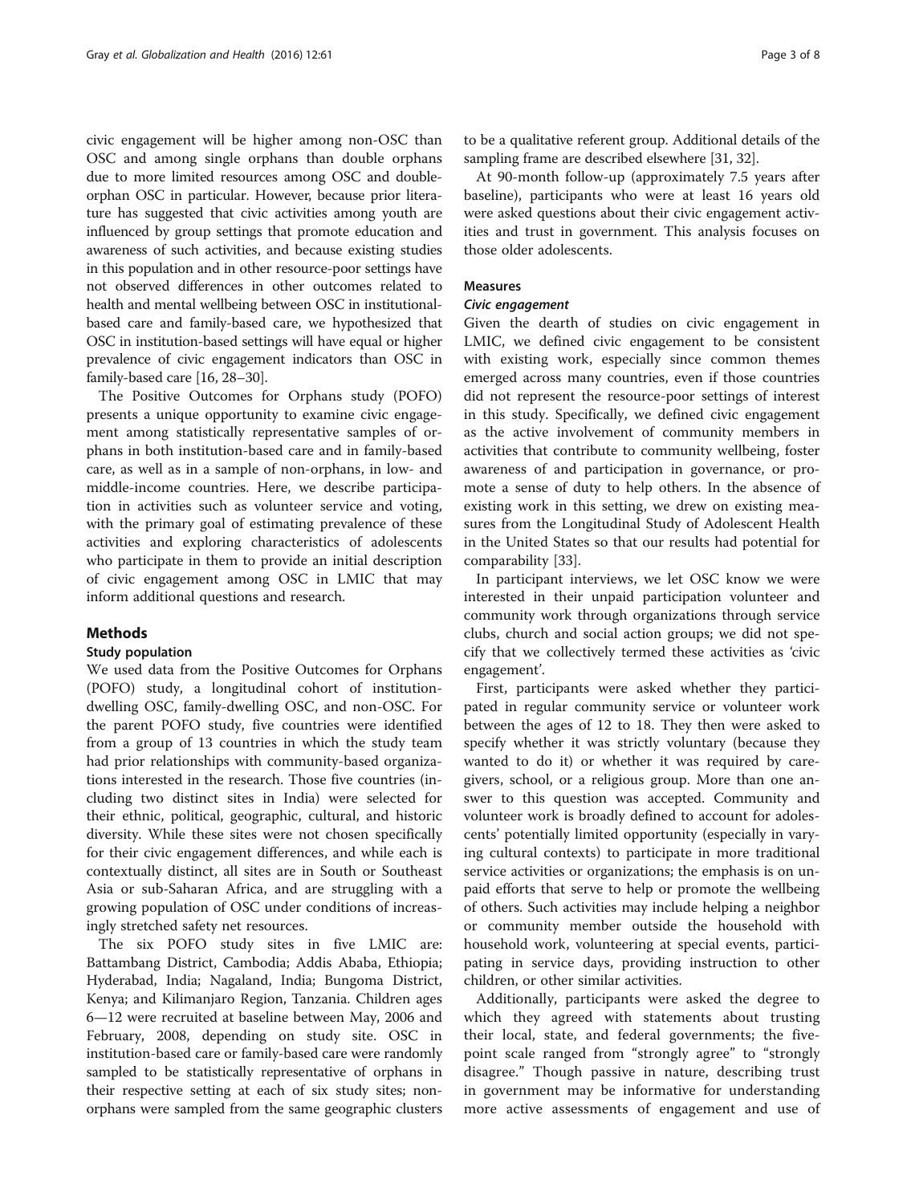civic engagement will be higher among non-OSC than OSC and among single orphans than double orphans due to more limited resources among OSC and double-orphan OSC in particular. However, because prior literature has suggested that civic activities among youth are influenced by group settings that promote education and awareness of such activities, and because existing studies in this population and in other resource-poor settings have not observed differences in other outcomes related to health and mental wellbeing between OSC in institutional-based care and family-based care, we hypothesized that OSC in institution-based settings will have equal or higher prevalence of civic engagement indicators than OSC in family-based care [16, 28–30].

The Positive Outcomes for Orphans study (POFO) presents a unique opportunity to examine civic engagement among statistically representative samples of orphans in both institution-based care and in family-based care, as well as in a sample of non-orphans, in low- and middle-income countries. Here, we describe participation in activities such as volunteer service and voting, with the primary goal of estimating prevalence of these activities and exploring characteristics of adolescents who participate in them to provide an initial description of civic engagement among OSC in LMIC that may inform additional questions and research.

## Methods

### Study population

We used data from the Positive Outcomes for Orphans (POFO) study, a longitudinal cohort of institution-dwelling OSC, family-dwelling OSC, and non-OSC. For the parent POFO study, five countries were identified from a group of 13 countries in which the study team had prior relationships with community-based organizations interested in the research. Those five countries (including two distinct sites in India) were selected for their ethnic, political, geographic, cultural, and historic diversity. While these sites were not chosen specifically for their civic engagement differences, and while each is contextually distinct, all sites are in South or Southeast Asia or sub-Saharan Africa, and are struggling with a growing population of OSC under conditions of increasingly stretched safety net resources.

The six POFO study sites in five LMIC are: Battambang District, Cambodia; Addis Ababa, Ethiopia; Hyderabad, India; Nagaland, India; Bungoma District, Kenya; and Kilimanjaro Region, Tanzania. Children ages 6—12 were recruited at baseline between May, 2006 and February, 2008, depending on study site. OSC in institution-based care or family-based care were randomly sampled to be statistically representative of orphans in their respective setting at each of six study sites; non-orphans were sampled from the same geographic clusters to be a qualitative referent group. Additional details of the sampling frame are described elsewhere [31, 32].

At 90-month follow-up (approximately 7.5 years after baseline), participants who were at least 16 years old were asked questions about their civic engagement activities and trust in government. This analysis focuses on those older adolescents.

### Measures

#### *Civic engagement*

Given the dearth of studies on civic engagement in LMIC, we defined civic engagement to be consistent with existing work, especially since common themes emerged across many countries, even if those countries did not represent the resource-poor settings of interest in this study. Specifically, we defined civic engagement as the active involvement of community members in activities that contribute to community wellbeing, foster awareness of and participation in governance, or promote a sense of duty to help others. In the absence of existing work in this setting, we drew on existing measures from the Longitudinal Study of Adolescent Health in the United States so that our results had potential for comparability [33].

In participant interviews, we let OSC know we were interested in their unpaid participation volunteer and community work through organizations through service clubs, church and social action groups; we did not specify that we collectively termed these activities as 'civic engagement'.

First, participants were asked whether they participated in regular community service or volunteer work between the ages of 12 to 18. They then were asked to specify whether it was strictly voluntary (because they wanted to do it) or whether it was required by caregivers, school, or a religious group. More than one answer to this question was accepted. Community and volunteer work is broadly defined to account for adolescents' potentially limited opportunity (especially in varying cultural contexts) to participate in more traditional service activities or organizations; the emphasis is on unpaid efforts that serve to help or promote the wellbeing of others. Such activities may include helping a neighbor or community member outside the household with household work, volunteering at special events, participating in service days, providing instruction to other children, or other similar activities.

Additionally, participants were asked the degree to which they agreed with statements about trusting their local, state, and federal governments; the five-point scale ranged from "strongly agree" to "strongly disagree." Though passive in nature, describing trust in government may be informative for understanding more active assessments of engagement and use of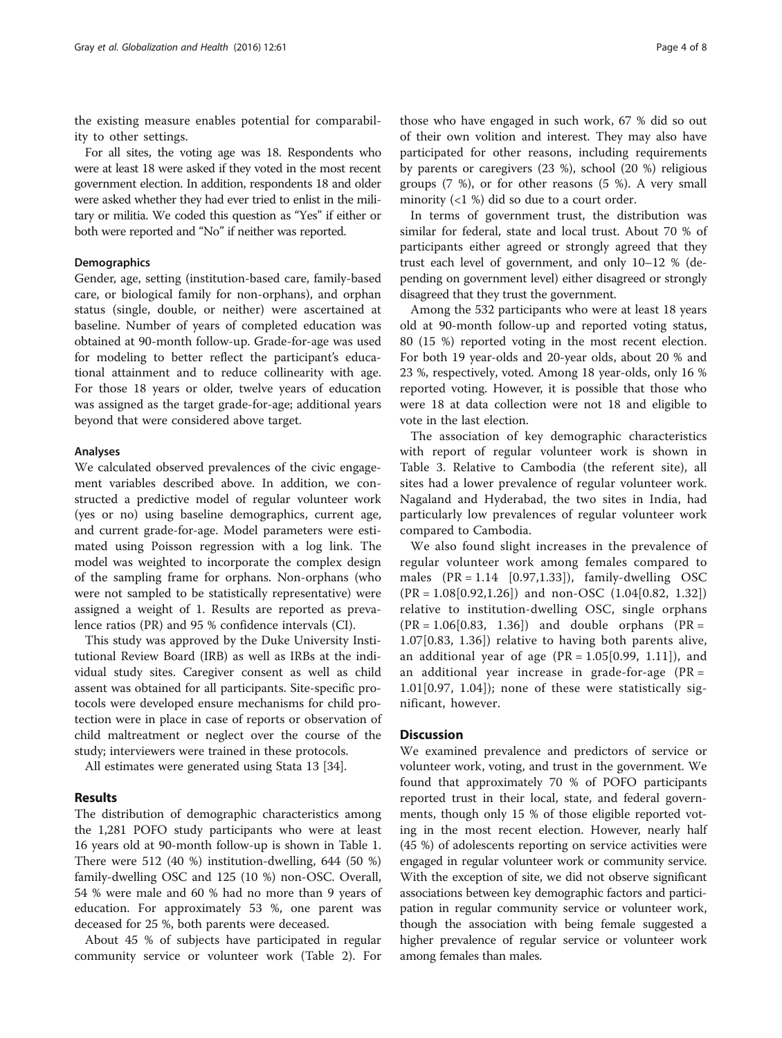the existing measure enables potential for comparability to other settings.

For all sites, the voting age was 18. Respondents who were at least 18 were asked if they voted in the most recent government election. In addition, respondents 18 and older were asked whether they had ever tried to enlist in the military or militia. We coded this question as "Yes" if either or both were reported and "No" if neither was reported.

### Demographics

Gender, age, setting (institution-based care, family-based care, or biological family for non-orphans), and orphan status (single, double, or neither) were ascertained at baseline. Number of years of completed education was obtained at 90-month follow-up. Grade-for-age was used for modeling to better reflect the participant's educational attainment and to reduce collinearity with age. For those 18 years or older, twelve years of education was assigned as the target grade-for-age; additional years beyond that were considered above target.

### Analyses

We calculated observed prevalences of the civic engagement variables described above. In addition, we constructed a predictive model of regular volunteer work (yes or no) using baseline demographics, current age, and current grade-for-age. Model parameters were estimated using Poisson regression with a log link. The model was weighted to incorporate the complex design of the sampling frame for orphans. Non-orphans (who were not sampled to be statistically representative) were assigned a weight of 1. Results are reported as prevalence ratios (PR) and 95 % confidence intervals (CI).

This study was approved by the Duke University Institutional Review Board (IRB) as well as IRBs at the individual study sites. Caregiver consent as well as child assent was obtained for all participants. Site-specific protocols were developed ensure mechanisms for child protection were in place in case of reports or observation of child maltreatment or neglect over the course of the study; interviewers were trained in these protocols.

All estimates were generated using Stata 13 [34].

## Results

The distribution of demographic characteristics among the 1,281 POFO study participants who were at least 16 years old at 90-month follow-up is shown in Table 1. There were 512 (40 %) institution-dwelling, 644 (50 %) family-dwelling OSC and 125 (10 %) non-OSC. Overall, 54 % were male and 60 % had no more than 9 years of education. For approximately 53 %, one parent was deceased for 25 %, both parents were deceased.

About 45 % of subjects have participated in regular community service or volunteer work (Table 2). For those who have engaged in such work, 67 % did so out of their own volition and interest. They may also have participated for other reasons, including requirements by parents or caregivers (23 %), school (20 %) religious groups (7 %), or for other reasons (5 %). A very small minority (<1 %) did so due to a court order.

In terms of government trust, the distribution was similar for federal, state and local trust. About 70 % of participants either agreed or strongly agreed that they trust each level of government, and only 10–12 % (depending on government level) either disagreed or strongly disagreed that they trust the government.

Among the 532 participants who were at least 18 years old at 90-month follow-up and reported voting status, 80 (15 %) reported voting in the most recent election. For both 19 year-olds and 20-year olds, about 20 % and 23 %, respectively, voted. Among 18 year-olds, only 16 % reported voting. However, it is possible that those who were 18 at data collection were not 18 and eligible to vote in the last election.

The association of key demographic characteristics with report of regular volunteer work is shown in Table 3. Relative to Cambodia (the referent site), all sites had a lower prevalence of regular volunteer work. Nagaland and Hyderabad, the two sites in India, had particularly low prevalences of regular volunteer work compared to Cambodia.

We also found slight increases in the prevalence of regular volunteer work among females compared to males (PR = 1.14 [0.97,1.33]), family-dwelling OSC (PR = 1.08[0.92,1.26]) and non-OSC (1.04[0.82, 1.32]) relative to institution-dwelling OSC, single orphans (PR = 1.06[0.83, 1.36]) and double orphans (PR = 1.07[0.83, 1.36]) relative to having both parents alive, an additional year of age (PR = 1.05[0.99, 1.11]), and an additional year increase in grade-for-age (PR = 1.01[0.97, 1.04]); none of these were statistically significant, however.

## Discussion

We examined prevalence and predictors of service or volunteer work, voting, and trust in the government. We found that approximately 70 % of POFO participants reported trust in their local, state, and federal governments, though only 15 % of those eligible reported voting in the most recent election. However, nearly half (45 %) of adolescents reporting on service activities were engaged in regular volunteer work or community service. With the exception of site, we did not observe significant associations between key demographic factors and participation in regular community service or volunteer work, though the association with being female suggested a higher prevalence of regular service or volunteer work among females than males.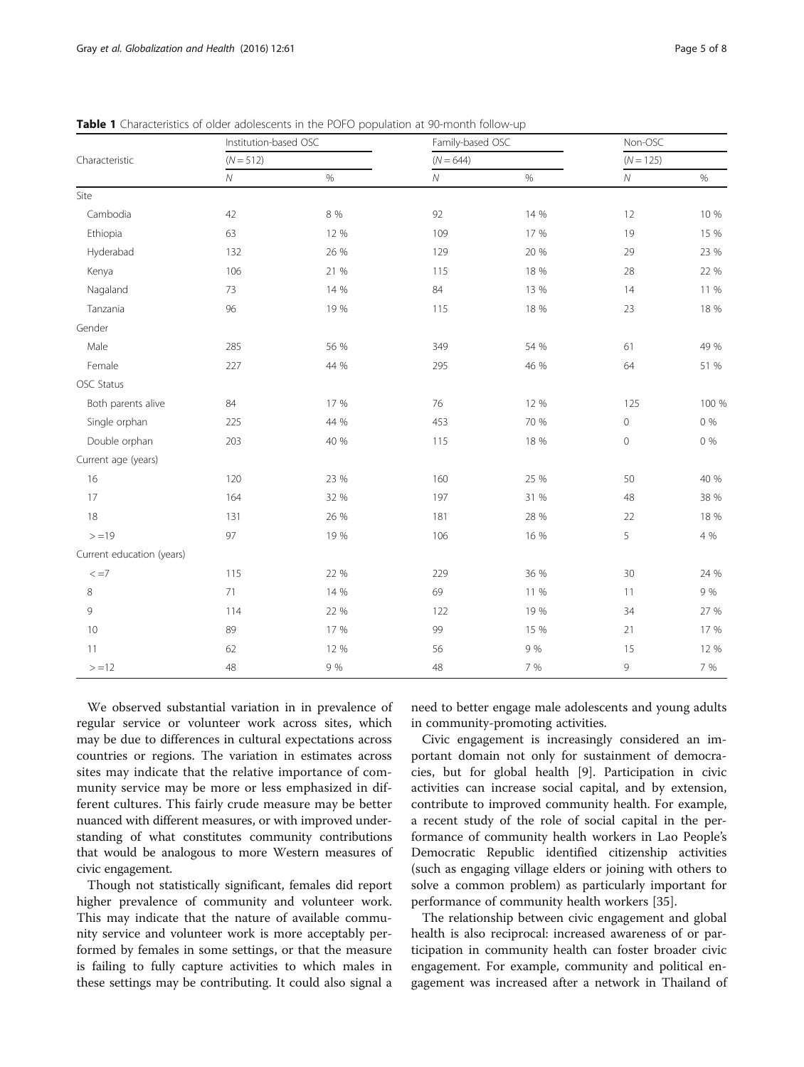**Table 1** Characteristics of older adolescents in the POFO population at 90-month follow-up

| Characteristic | Institution-based OSC | | Family-based OSC | | Non-OSC | |
|---|---|---|---|---|---|---|
| | (*N* = 512) | | (*N* = 644) | | (*N* = 125) | |
| | *N* | % | *N* | % | *N* | % |
| Site | | | | | | |
| Cambodia | 42 | 8 % | 92 | 14 % | 12 | 10 % |
| Ethiopia | 63 | 12 % | 109 | 17 % | 19 | 15 % |
| Hyderabad | 132 | 26 % | 129 | 20 % | 29 | 23 % |
| Kenya | 106 | 21 % | 115 | 18 % | 28 | 22 % |
| Nagaland | 73 | 14 % | 84 | 13 % | 14 | 11 % |
| Tanzania | 96 | 19 % | 115 | 18 % | 23 | 18 % |
| Gender | | | | | | |
| Male | 285 | 56 % | 349 | 54 % | 61 | 49 % |
| Female | 227 | 44 % | 295 | 46 % | 64 | 51 % |
| OSC Status | | | | | | |
| Both parents alive | 84 | 17 % | 76 | 12 % | 125 | 100 % |
| Single orphan | 225 | 44 % | 453 | 70 % | 0 | 0 % |
| Double orphan | 203 | 40 % | 115 | 18 % | 0 | 0 % |
| Current age (years) | | | | | | |
| 16 | 120 | 23 % | 160 | 25 % | 50 | 40 % |
| 17 | 164 | 32 % | 197 | 31 % | 48 | 38 % |
| 18 | 131 | 26 % | 181 | 28 % | 22 | 18 % |
| >=19 | 97 | 19 % | 106 | 16 % | 5 | 4 % |
| Current education (years) | | | | | | |
| <=7 | 115 | 22 % | 229 | 36 % | 30 | 24 % |
| 8 | 71 | 14 % | 69 | 11 % | 11 | 9 % |
| 9 | 114 | 22 % | 122 | 19 % | 34 | 27 % |
| 10 | 89 | 17 % | 99 | 15 % | 21 | 17 % |
| 11 | 62 | 12 % | 56 | 9 % | 15 | 12 % |
| >=12 | 48 | 9 % | 48 | 7 % | 9 | 7 % |

We observed substantial variation in in prevalence of regular service or volunteer work across sites, which may be due to differences in cultural expectations across countries or regions. The variation in estimates across sites may indicate that the relative importance of community service may be more or less emphasized in different cultures. This fairly crude measure may be better nuanced with different measures, or with improved understanding of what constitutes community contributions that would be analogous to more Western measures of civic engagement.

Though not statistically significant, females did report higher prevalence of community and volunteer work. This may indicate that the nature of available community service and volunteer work is more acceptably performed by females in some settings, or that the measure is failing to fully capture activities to which males in these settings may be contributing. It could also signal a need to better engage male adolescents and young adults in community-promoting activities.

Civic engagement is increasingly considered an important domain not only for sustainment of democracies, but for global health [9]. Participation in civic activities can increase social capital, and by extension, contribute to improved community health. For example, a recent study of the role of social capital in the performance of community health workers in Lao People's Democratic Republic identified citizenship activities (such as engaging village elders or joining with others to solve a common problem) as particularly important for performance of community health workers [35].

The relationship between civic engagement and global health is also reciprocal: increased awareness of or participation in community health can foster broader civic engagement. For example, community and political engagement was increased after a network in Thailand of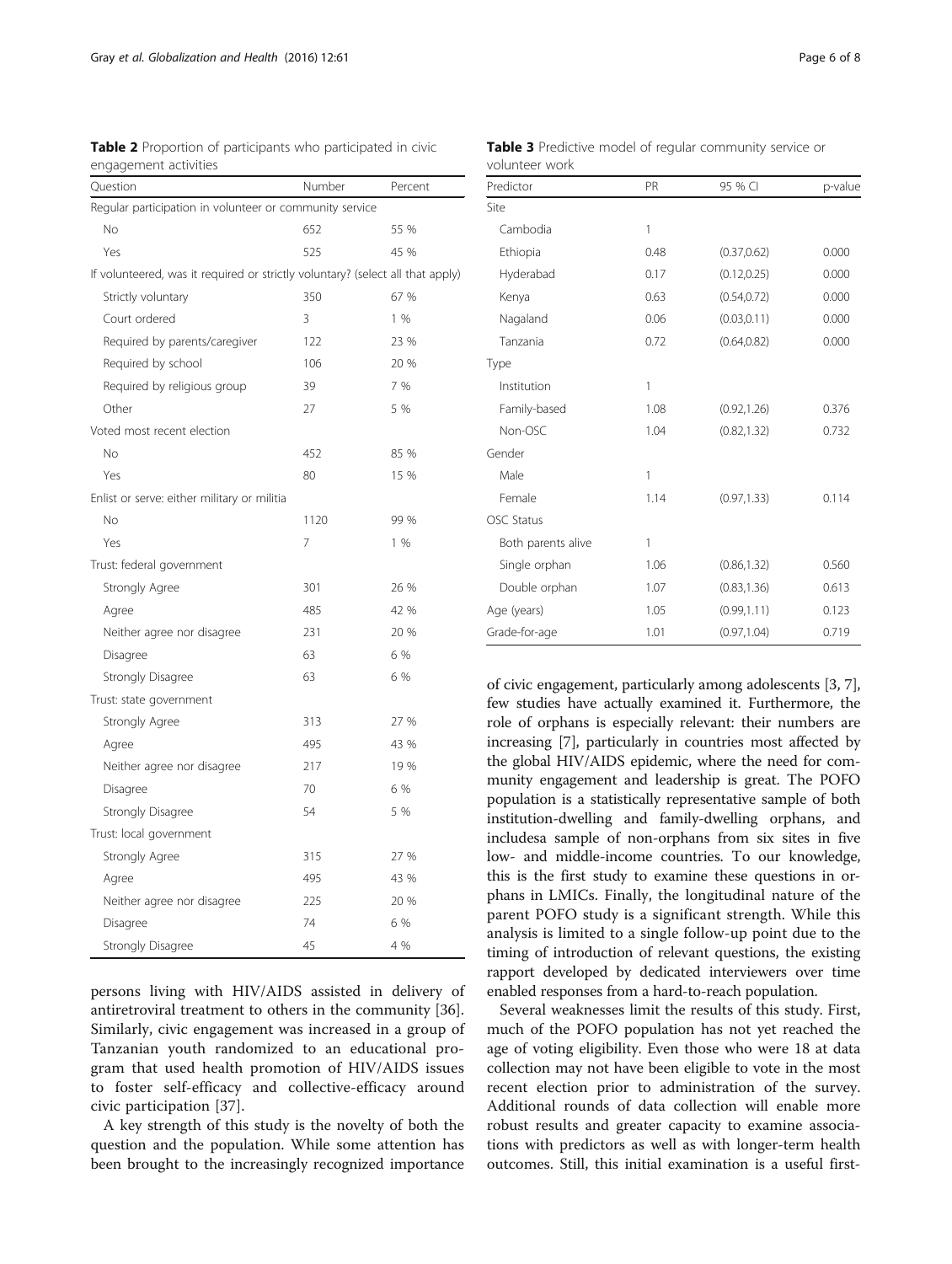**Table 2** Proportion of participants who participated in civic engagement activities

| Question | Number | Percent |
|---|---|---|
| Regular participation in volunteer or community service | | |
| No | 652 | 55 % |
| Yes | 525 | 45 % |
| If volunteered, was it required or strictly voluntary? (select all that apply) | | |
| Strictly voluntary | 350 | 67 % |
| Court ordered | 3 | 1 % |
| Required by parents/caregiver | 122 | 23 % |
| Required by school | 106 | 20 % |
| Required by religious group | 39 | 7 % |
| Other | 27 | 5 % |
| Voted most recent election | | |
| No | 452 | 85 % |
| Yes | 80 | 15 % |
| Enlist or serve: either military or militia | | |
| No | 1120 | 99 % |
| Yes | 7 | 1 % |
| Trust: federal government | | |
| Strongly Agree | 301 | 26 % |
| Agree | 485 | 42 % |
| Neither agree nor disagree | 231 | 20 % |
| Disagree | 63 | 6 % |
| Strongly Disagree | 63 | 6 % |
| Trust: state government | | |
| Strongly Agree | 313 | 27 % |
| Agree | 495 | 43 % |
| Neither agree nor disagree | 217 | 19 % |
| Disagree | 70 | 6 % |
| Strongly Disagree | 54 | 5 % |
| Trust: local government | | |
| Strongly Agree | 315 | 27 % |
| Agree | 495 | 43 % |
| Neither agree nor disagree | 225 | 20 % |
| Disagree | 74 | 6 % |
| Strongly Disagree | 45 | 4 % |

**Table 3** Predictive model of regular community service or volunteer work

| Predictor | PR | 95 % CI | p-value |
|---|---|---|---|
| Site | | | |
| Cambodia | 1 | | |
| Ethiopia | 0.48 | (0.37,0.62) | 0.000 |
| Hyderabad | 0.17 | (0.12,0.25) | 0.000 |
| Kenya | 0.63 | (0.54,0.72) | 0.000 |
| Nagaland | 0.06 | (0.03,0.11) | 0.000 |
| Tanzania | 0.72 | (0.64,0.82) | 0.000 |
| Type | | | |
| Institution | 1 | | |
| Family-based | 1.08 | (0.92,1.26) | 0.376 |
| Non-OSC | 1.04 | (0.82,1.32) | 0.732 |
| Gender | | | |
| Male | 1 | | |
| Female | 1.14 | (0.97,1.33) | 0.114 |
| OSC Status | | | |
| Both parents alive | 1 | | |
| Single orphan | 1.06 | (0.86,1.32) | 0.560 |
| Double orphan | 1.07 | (0.83,1.36) | 0.613 |
| Age (years) | 1.05 | (0.99,1.11) | 0.123 |
| Grade-for-age | 1.01 | (0.97,1.04) | 0.719 |

persons living with HIV/AIDS assisted in delivery of antiretroviral treatment to others in the community [36]. Similarly, civic engagement was increased in a group of Tanzanian youth randomized to an educational program that used health promotion of HIV/AIDS issues to foster self-efficacy and collective-efficacy around civic participation [37].

A key strength of this study is the novelty of both the question and the population. While some attention has been brought to the increasingly recognized importance of civic engagement, particularly among adolescents [3, 7], few studies have actually examined it. Furthermore, the role of orphans is especially relevant: their numbers are increasing [7], particularly in countries most affected by the global HIV/AIDS epidemic, where the need for community engagement and leadership is great. The POFO population is a statistically representative sample of both institution-dwelling and family-dwelling orphans, and includesa sample of non-orphans from six sites in five low- and middle-income countries. To our knowledge, this is the first study to examine these questions in orphans in LMICs. Finally, the longitudinal nature of the parent POFO study is a significant strength. While this analysis is limited to a single follow-up point due to the timing of introduction of relevant questions, the existing rapport developed by dedicated interviewers over time enabled responses from a hard-to-reach population.

Several weaknesses limit the results of this study. First, much of the POFO population has not yet reached the age of voting eligibility. Even those who were 18 at data collection may not have been eligible to vote in the most recent election prior to administration of the survey. Additional rounds of data collection will enable more robust results and greater capacity to examine associations with predictors as well as with longer-term health outcomes. Still, this initial examination is a useful first-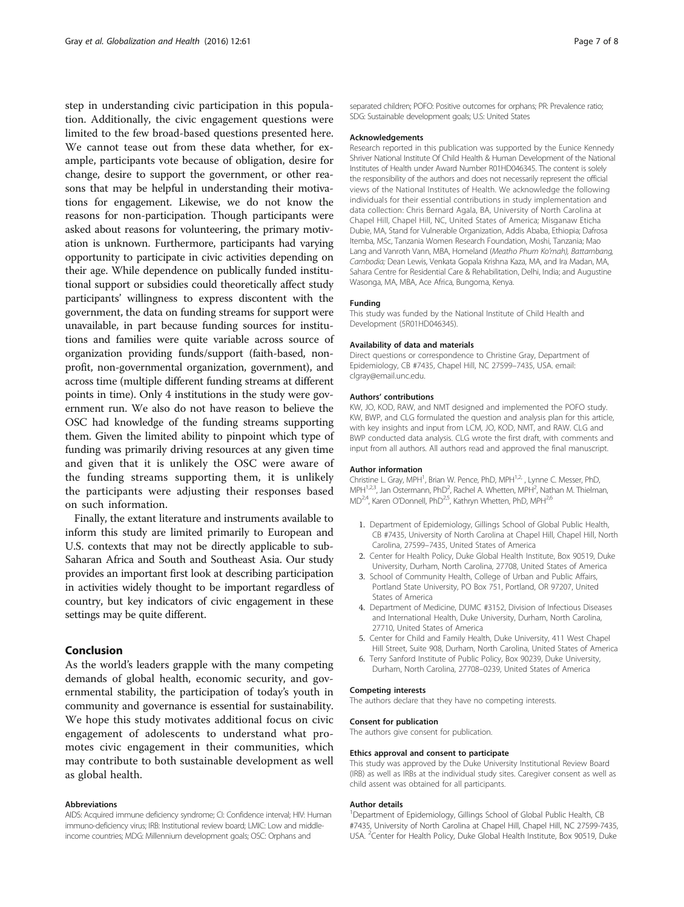step in understanding civic participation in this population. Additionally, the civic engagement questions were limited to the few broad-based questions presented here. We cannot tease out from these data whether, for example, participants vote because of obligation, desire for change, desire to support the government, or other reasons that may be helpful in understanding their motivations for engagement. Likewise, we do not know the reasons for non-participation. Though participants were asked about reasons for volunteering, the primary motivation is unknown. Furthermore, participants had varying opportunity to participate in civic activities depending on their age. While dependence on publically funded institutional support or subsidies could theoretically affect study participants' willingness to express discontent with the government, the data on funding streams for support were unavailable, in part because funding sources for institutions and families were quite variable across source of organization providing funds/support (faith-based, non-profit, non-governmental organization, government), and across time (multiple different funding streams at different points in time). Only 4 institutions in the study were government run. We also do not have reason to believe the OSC had knowledge of the funding streams supporting them. Given the limited ability to pinpoint which type of funding was primarily driving resources at any given time and given that it is unlikely the OSC were aware of the funding streams supporting them, it is unlikely the participants were adjusting their responses based on such information.

Finally, the extant literature and instruments available to inform this study are limited primarily to European and U.S. contexts that may not be directly applicable to sub-Saharan Africa and South and Southeast Asia. Our study provides an important first look at describing participation in activities widely thought to be important regardless of country, but key indicators of civic engagement in these settings may be quite different.

## Conclusion

As the world's leaders grapple with the many competing demands of global health, economic security, and governmental stability, the participation of today's youth in community and governance is essential for sustainability. We hope this study motivates additional focus on civic engagement of adolescents to understand what promotes civic engagement in their communities, which may contribute to both sustainable development as well as global health.

#### Abbreviations

AIDS: Acquired immune deficiency syndrome; CI: Confidence interval; HIV: Human immuno-deficiency virus; IRB: Institutional review board; LMIC: Low and middle-income countries; MDG: Millennium development goals; OSC: Orphans and separated children; POFO: Positive outcomes for orphans; PR: Prevalence ratio; SDG: Sustainable development goals; U.S: United States

#### Acknowledgements

Research reported in this publication was supported by the Eunice Kennedy Shriver National Institute Of Child Health & Human Development of the National Institutes of Health under Award Number R01HD046345. The content is solely the responsibility of the authors and does not necessarily represent the official views of the National Institutes of Health. We acknowledge the following individuals for their essential contributions in study implementation and data collection: Chris Bernard Agala, BA, University of North Carolina at Chapel Hill, Chapel Hill, NC, United States of America; Misganaw Eticha Dubie, MA, Stand for Vulnerable Organization, Addis Ababa, Ethiopia; Dafrosa Itemba, MSc, Tanzania Women Research Foundation, Moshi, Tanzania; Mao Lang and Vanroth Vann, MBA, Homeland (*Meatho Phum Ko'mah), Battambang, Cambodia;* Dean Lewis, Venkata Gopala Krishna Kaza, MA, and Ira Madan, MA, Sahara Centre for Residential Care & Rehabilitation, Delhi, India; and Augustine Wasonga, MA, MBA, Ace Africa, Bungoma, Kenya.

#### Funding

This study was funded by the National Institute of Child Health and Development (5R01HD046345).

#### Availability of data and materials

Direct questions or correspondence to Christine Gray, Department of Epidemiology, CB #7435, Chapel Hill, NC 27599–7435, USA. email: clgray@email.unc.edu.

#### Authors' contributions

KW, JO, KOD, RAW, and NMT designed and implemented the POFO study. KW, BWP, and CLG formulated the question and analysis plan for this article, with key insights and input from LCM, JO, KOD, NMT, and RAW. CLG and BWP conducted data analysis. CLG wrote the first draft, with comments and input from all authors. All authors read and approved the final manuscript.

#### Author information

Christine L. Gray, MPH[1], Brian W. Pence, PhD, MPH[1,2], , Lynne C. Messer, PhD, MPH[1,2,3], Jan Ostermann, PhD[2], Rachel A. Whetten, MPH[2], Nathan M. Thielman, MD[2,4], Karen O'Donnell, PhD[2,5], Kathryn Whetten, PhD, MPH[2,6]

1. Department of Epidemiology, Gillings School of Global Public Health, CB #7435, University of North Carolina at Chapel Hill, Chapel Hill, North Carolina, 27599–7435, United States of America
2. Center for Health Policy, Duke Global Health Institute, Box 90519, Duke University, Durham, North Carolina, 27708, United States of America
3. School of Community Health, College of Urban and Public Affairs, Portland State University, PO Box 751, Portland, OR 97207, United States of America
4. Department of Medicine, DUMC #3152, Division of Infectious Diseases and International Health, Duke University, Durham, North Carolina, 27710, United States of America
5. Center for Child and Family Health, Duke University, 411 West Chapel Hill Street, Suite 908, Durham, North Carolina, United States of America
6. Terry Sanford Institute of Public Policy, Box 90239, Duke University, Durham, North Carolina, 27708–0239, United States of America

#### Competing interests

The authors declare that they have no competing interests.

#### Consent for publication

The authors give consent for publication.

#### Ethics approval and consent to participate

This study was approved by the Duke University Institutional Review Board (IRB) as well as IRBs at the individual study sites. Caregiver consent as well as child assent was obtained for all participants.

#### Author details

[1]Department of Epidemiology, Gillings School of Global Public Health, CB #7435, University of North Carolina at Chapel Hill, Chapel Hill, NC 27599-7435, USA. [2]Center for Health Policy, Duke Global Health Institute, Box 90519, Duke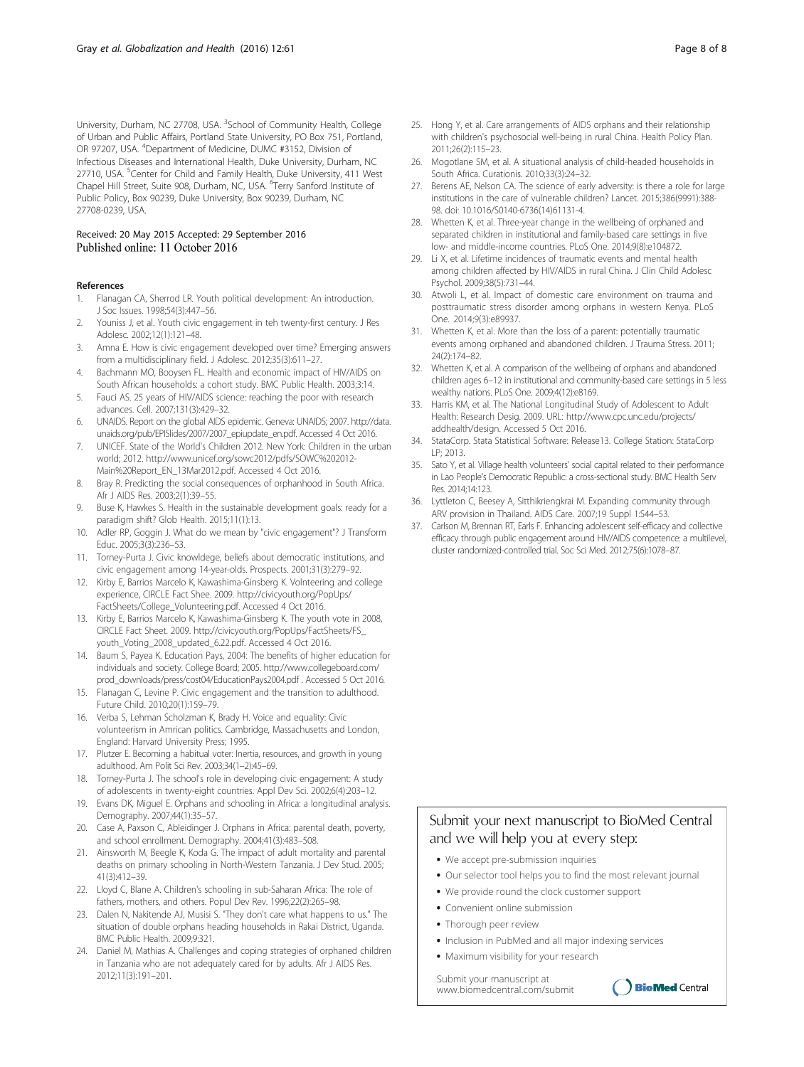University, Durham, NC 27708, USA. [3]School of Community Health, College of Urban and Public Affairs, Portland State University, PO Box 751, Portland, OR 97207, USA. [4]Department of Medicine, DUMC #3152, Division of Infectious Diseases and International Health, Duke University, Durham, NC 27710, USA. [5]Center for Child and Family Health, Duke University, 411 West Chapel Hill Street, Suite 908, Durham, NC, USA. [6]Terry Sanford Institute of Public Policy, Box 90239, Duke University, Box 90239, Durham, NC 27708-0239, USA.

Received: 20 May 2015 Accepted: 29 September 2016
Published online: 11 October 2016

## References

1. Flanagan CA, Sherrod LR. Youth political development: An introduction. J Soc Issues. 1998;54(3):447–56.
2. Youniss J, et al. Youth civic engagement in teh twenty-first century. J Res Adolesc. 2002;12(1):121–48.
3. Amna E. How is civic engagement developed over time? Emerging answers from a multidisciplinary field. J Adolesc. 2012;35(3):611–27.
4. Bachmann MO, Booysen FL. Health and economic impact of HIV/AIDS on South African households: a cohort study. BMC Public Health. 2003;3:14.
5. Fauci AS. 25 years of HIV/AIDS science: reaching the poor with research advances. Cell. 2007;131(3):429–32.
6. UNAIDS. Report on the global AIDS epidemic. Geneva: UNAIDS; 2007. http://data.unaids.org/pub/EPISlides/2007/2007_epiupdate_en.pdf. Accessed 4 Oct 2016.
7. UNICEF. State of the World's Children 2012. New York: Children in the urban world; 2012. http://www.unicef.org/sowc2012/pdfs/SOWC%202012-Main%20Report_EN_13Mar2012.pdf. Accessed 4 Oct 2016.
8. Bray R. Predicting the social consequences of orphanhood in South Africa. Afr J AIDS Res. 2003;2(1):39–55.
9. Buse K, Hawkes S. Health in the sustainable development goals: ready for a paradigm shift? Glob Health. 2015;11(1):13.
10. Adler RP, Goggin J. What do we mean by "civic engagement"? J Transform Educ. 2005;3(3):236–53.
11. Torney-Purta J. Civic knowldege, beliefs about democratic institutions, and civic engagement among 14-year-olds. Prospects. 2001;31(3):279–92.
12. Kirby E, Barrios Marcelo K, Kawashima-Ginsberg K. Volnteering and college experience, CIRCLE Fact Shee. 2009. http://civicyouth.org/PopUps/FactSheets/College_Volunteering.pdf. Accessed 4 Oct 2016.
13. Kirby E, Barrios Marcelo K, Kawashima-Ginsberg K. The youth vote in 2008, CIRCLE Fact Sheet. 2009. http://civicyouth.org/PopUps/FactSheets/FS_youth_Voting_2008_updated_6.22.pdf. Accessed 4 Oct 2016.
14. Baum S, Payea K. Education Pays, 2004: The benefits of higher education for individuals and society. College Board; 2005. http://www.collegeboard.com/prod_downloads/press/cost04/EducationPays2004.pdf . Accessed 5 Oct 2016.
15. Flanagan C, Levine P. Civic engagement and the transition to adulthood. Future Child. 2010;20(1):159–79.
16. Verba S, Lehman Scholzman K, Brady H. Voice and equality: Civic volunteerism in Amrican politics. Cambridge, Massachusetts and London, England: Harvard University Press; 1995.
17. Plutzer E. Becoming a habitual voter: Inertia, resources, and growth in young adulthood. Am Polit Sci Rev. 2003;34(1–2):45–69.
18. Torney-Purta J. The school's role in developing civic engagement: A study of adolescents in twenty-eight countries. Appl Dev Sci. 2002;6(4):203–12.
19. Evans DK, Miguel E. Orphans and schooling in Africa: a longitudinal analysis. Demography. 2007;44(1):35–57.
20. Case A, Paxson C, Ableidinger J. Orphans in Africa: parental death, poverty, and school enrollment. Demography. 2004;41(3):483–508.
21. Ainsworth M, Beegle K, Koda G. The impact of adult mortality and parental deaths on primary schooling in North-Western Tanzania. J Dev Stud. 2005; 41(3):412–39.
22. Lloyd C, Blane A. Children's schooling in sub-Saharan Africa: The role of fathers, mothers, and others. Popul Dev Rev. 1996;22(2):265–98.
23. Dalen N, Nakitende AJ, Musisi S. "They don't care what happens to us." The situation of double orphans heading households in Rakai District, Uganda. BMC Public Health. 2009;9:321.
24. Daniel M, Mathias A. Challenges and coping strategies of orphaned children in Tanzania who are not adequately cared for by adults. Afr J AIDS Res. 2012;11(3):191–201.
25. Hong Y, et al. Care arrangements of AIDS orphans and their relationship with children's psychosocial well-being in rural China. Health Policy Plan. 2011;26(2):115–23.
26. Mogotlane SM, et al. A situational analysis of child-headed households in South Africa. Curationis. 2010;33(3):24–32.
27. Berens AE, Nelson CA. The science of early adversity: is there a role for large institutions in the care of vulnerable children? Lancet. 2015;386(9991):388-98. doi: 10.1016/S0140-6736(14)61131-4.
28. Whetten K, et al. Three-year change in the wellbeing of orphaned and separated children in institutional and family-based care settings in five low- and middle-income countries. PLoS One. 2014;9(8):e104872.
29. Li X, et al. Lifetime incidences of traumatic events and mental health among children affected by HIV/AIDS in rural China. J Clin Child Adolesc Psychol. 2009;38(5):731–44.
30. Atwoli L, et al. Impact of domestic care environment on trauma and posttraumatic stress disorder among orphans in western Kenya. PLoS One. 2014;9(3):e89937.
31. Whetten K, et al. More than the loss of a parent: potentially traumatic events among orphaned and abandoned children. J Trauma Stress. 2011; 24(2):174–82.
32. Whetten K, et al. A comparison of the wellbeing of orphans and abandoned children ages 6–12 in institutional and community-based care settings in 5 less wealthy nations. PLoS One. 2009;4(12):e8169.
33. Harris KM, et al. The National Longitudinal Study of Adolescent to Adult Health: Research Desig. 2009. URL: http://www.cpc.unc.edu/projects/addhealth/design. Accessed 5 Oct 2016.
34. StataCorp. Stata Statistical Software: Release13. College Station: StataCorp LP; 2013.
35. Sato Y, et al. Village health volunteers' social capital related to their performance in Lao People's Democratic Republic: a cross-sectional study. BMC Health Serv Res. 2014;14:123.
36. Lyttleton C, Beesey A, Sitthikriengkrai M. Expanding community through ARV provision in Thailand. AIDS Care. 2007;19 Suppl 1:S44–53.
37. Carlson M, Brennan RT, Earls F. Enhancing adolescent self-efficacy and collective efficacy through public engagement around HIV/AIDS competence: a multilevel, cluster randomized-controlled trial. Soc Sci Med. 2012;75(6):1078–87.

Submit your next manuscript to BioMed Central and we will help you at every step:

- We accept pre-submission inquiries
- Our selector tool helps you to find the most relevant journal
- We provide round the clock customer support
- Convenient online submission
- Thorough peer review
- Inclusion in PubMed and all major indexing services
- Maximum visibility for your research

Submit your manuscript at
www.biomedcentral.com/submit

BioMed Central